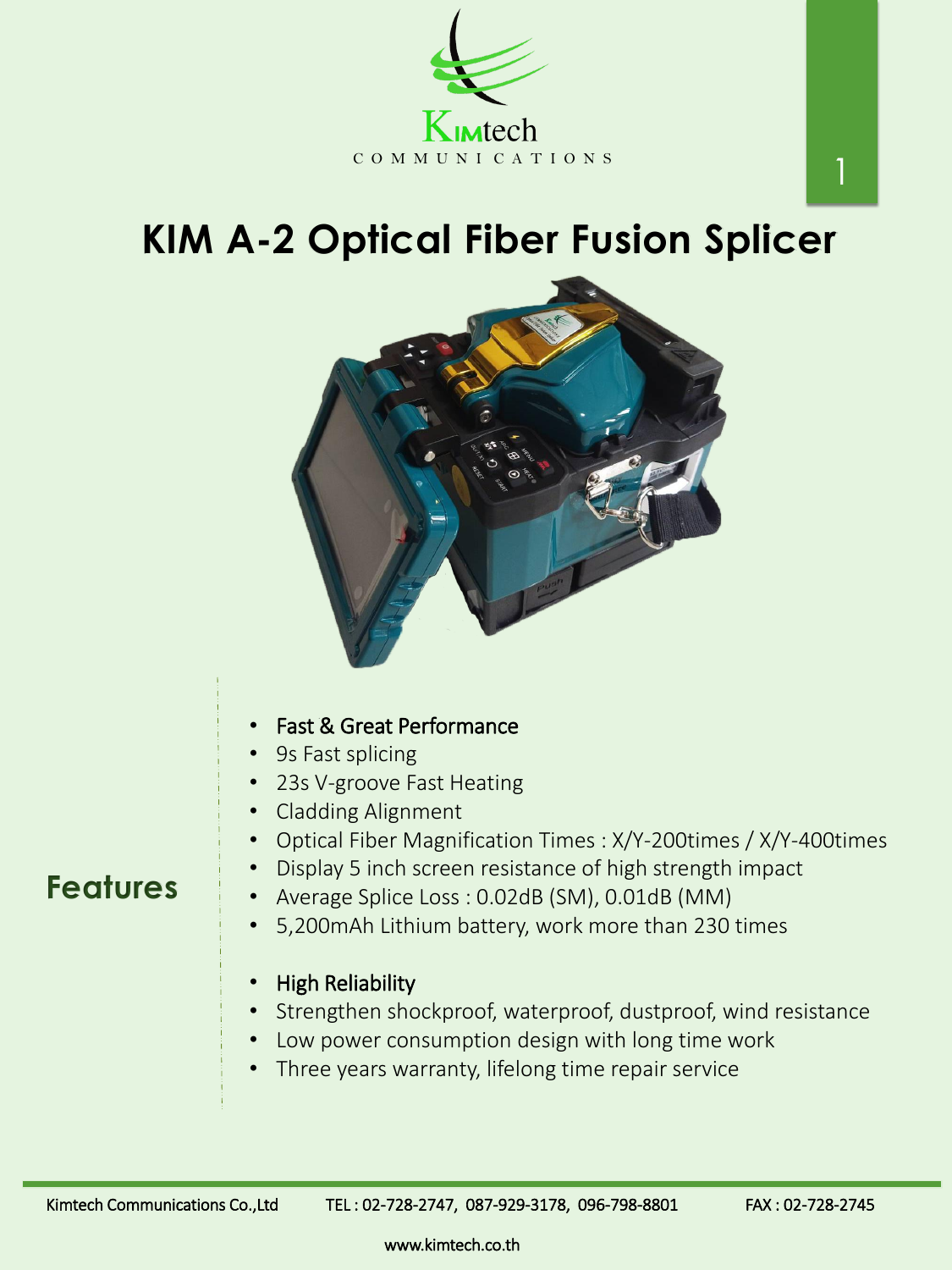Kimtech
COMMUNICATIONS

# KIM A-2 Optical Fiber Fusion Splicer

## Features

- Fast & Great Performance
- 9s Fast splicing
- 23s V-groove Fast Heating
- Cladding Alignment
- Optical Fiber Magnification Times : X/Y-200times / X/Y-400times
- Display 5 inch screen resistance of high strength impact
- Average Splice Loss : 0.02dB (SM), 0.01dB (MM)
- 5,200mAh Lithium battery, work more than 230 times

- High Reliability
- Strengthen shockproof, waterproof, dustproof, wind resistance
- Low power consumption design with long time work
- Three years warranty, lifelong time repair service

Kimtech Communications Co.,Ltd TEL : 02-728-2747, 087-929-3178, 096-798-8801 FAX : 02-728-2745

www.kimtech.co.th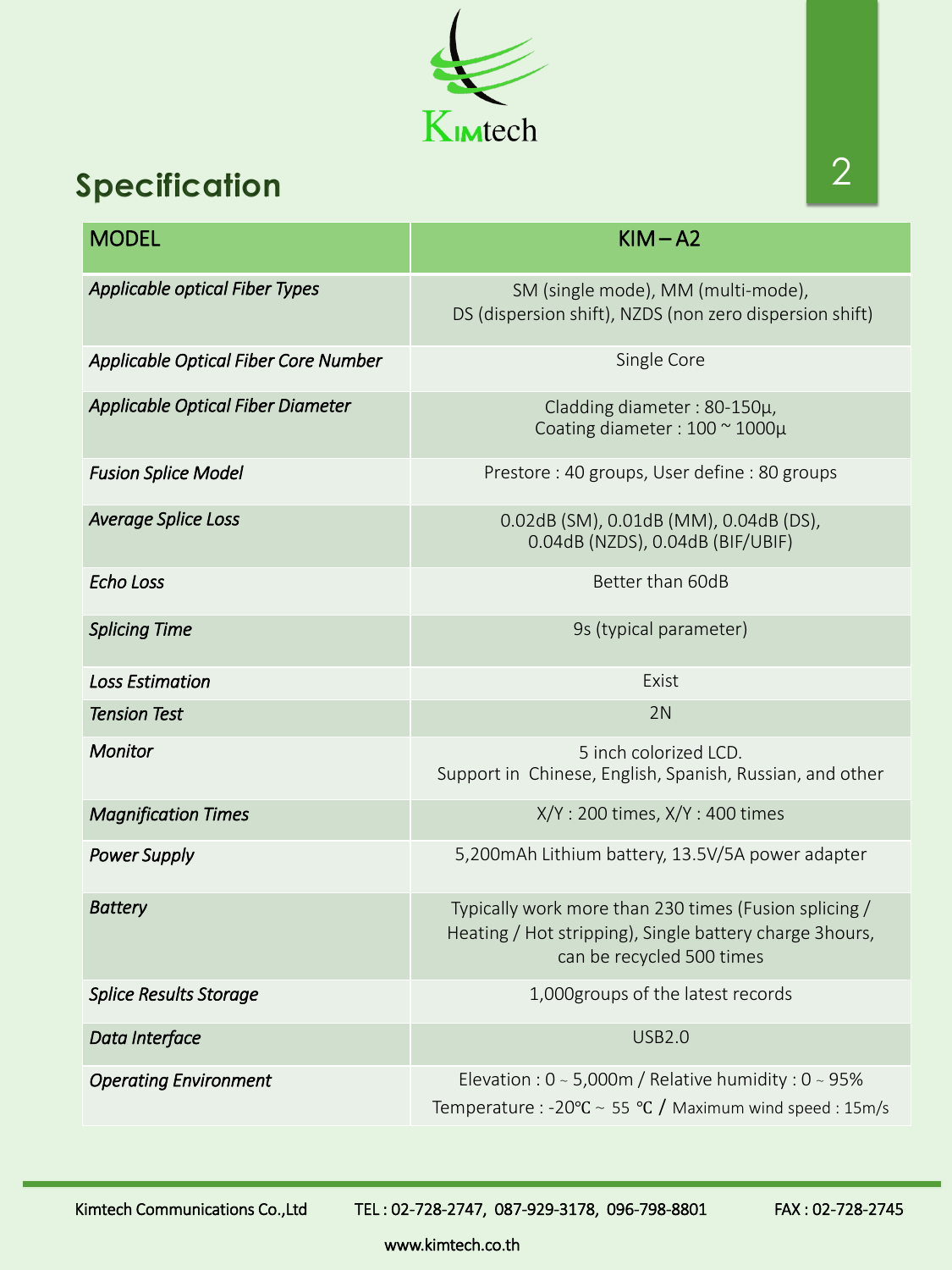Kimtech

## Specification

| MODEL | KIM – A2 |
| --- | --- |
| *Applicable optical Fiber Types* | SM (single mode), MM (multi-mode), DS (dispersion shift), NZDS (non zero dispersion shift) |
| *Applicable Optical Fiber Core Number* | Single Core |
| *Applicable Optical Fiber Diameter* | Cladding diameter : 80-150µ, Coating diameter : 100 ~ 1000µ |
| *Fusion Splice Model* | Prestore : 40 groups, User define : 80 groups |
| *Average Splice Loss* | 0.02dB (SM), 0.01dB (MM), 0.04dB (DS), 0.04dB (NZDS), 0.04dB (BIF/UBIF) |
| *Echo Loss* | Better than 60dB |
| *Splicing Time* | 9s (typical parameter) |
| *Loss Estimation* | Exist |
| *Tension Test* | 2N |
| *Monitor* | 5 inch colorized LCD. Support in Chinese, English, Spanish, Russian, and other |
| *Magnification Times* | X/Y : 200 times, X/Y : 400 times |
| *Power Supply* | 5,200mAh Lithium battery, 13.5V/5A power adapter |
| *Battery* | Typically work more than 230 times (Fusion splicing / Heating / Hot stripping), Single battery charge 3hours, can be recycled 500 times |
| *Splice Results Storage* | 1,000groups of the latest records |
| *Data Interface* | USB2.0 |
| *Operating Environment* | Elevation : 0 ~ 5,000m / Relative humidity : 0 ~ 95% Temperature : -20℃ ~ 55 ℃ / Maximum wind speed : 15m/s |

Kimtech Communications Co.,Ltd TEL : 02-728-2747, 087-929-3178, 096-798-8801 FAX : 02-728-2745

www.kimtech.co.th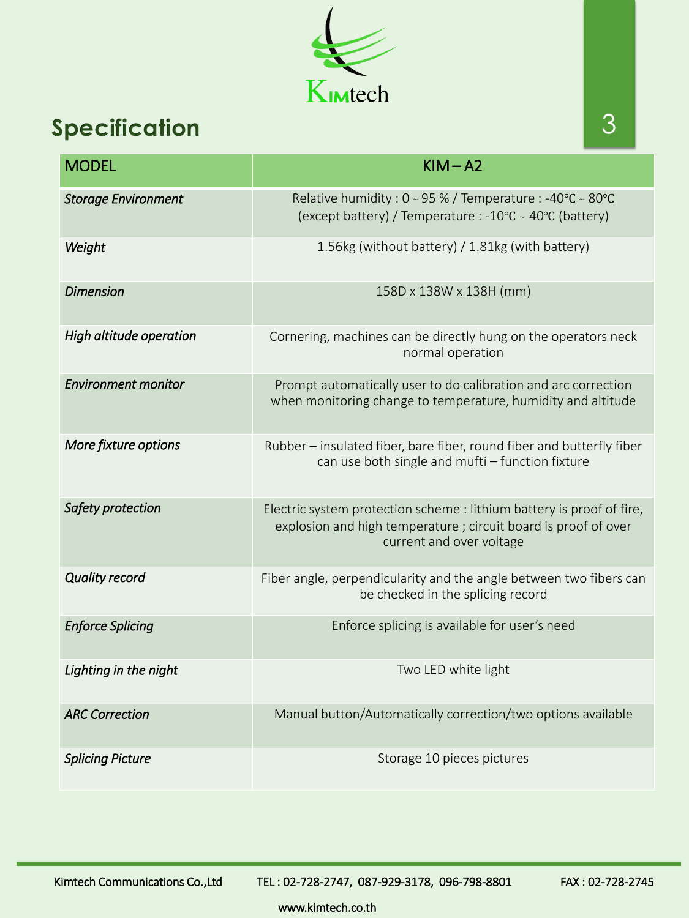## Specification

| MODEL | KIM – A2 |
|---|---|
| *Storage Environment* | Relative humidity : 0 ~ 95 % / Temperature : -40℃ ~ 80℃ (except battery) / Temperature : -10℃ ~ 40℃ (battery) |
| *Weight* | 1.56kg (without battery) / 1.81kg (with battery) |
| *Dimension* | 158D x 138W x 138H (mm) |
| *High altitude operation* | Cornering, machines can be directly hung on the operators neck normal operation |
| *Environment monitor* | Prompt automatically user to do calibration and arc correction when monitoring change to temperature, humidity and altitude |
| *More fixture options* | Rubber – insulated fiber, bare fiber, round fiber and butterfly fiber can use both single and mufti – function fixture |
| *Safety protection* | Electric system protection scheme : lithium battery is proof of fire, explosion and high temperature ; circuit board is proof of over current and over voltage |
| *Quality record* | Fiber angle, perpendicularity and the angle between two fibers can be checked in the splicing record |
| *Enforce Splicing* | Enforce splicing is available for user's need |
| *Lighting in the night* | Two LED white light |
| *ARC Correction* | Manual button/Automatically correction/two options available |
| *Splicing Picture* | Storage 10 pieces pictures |